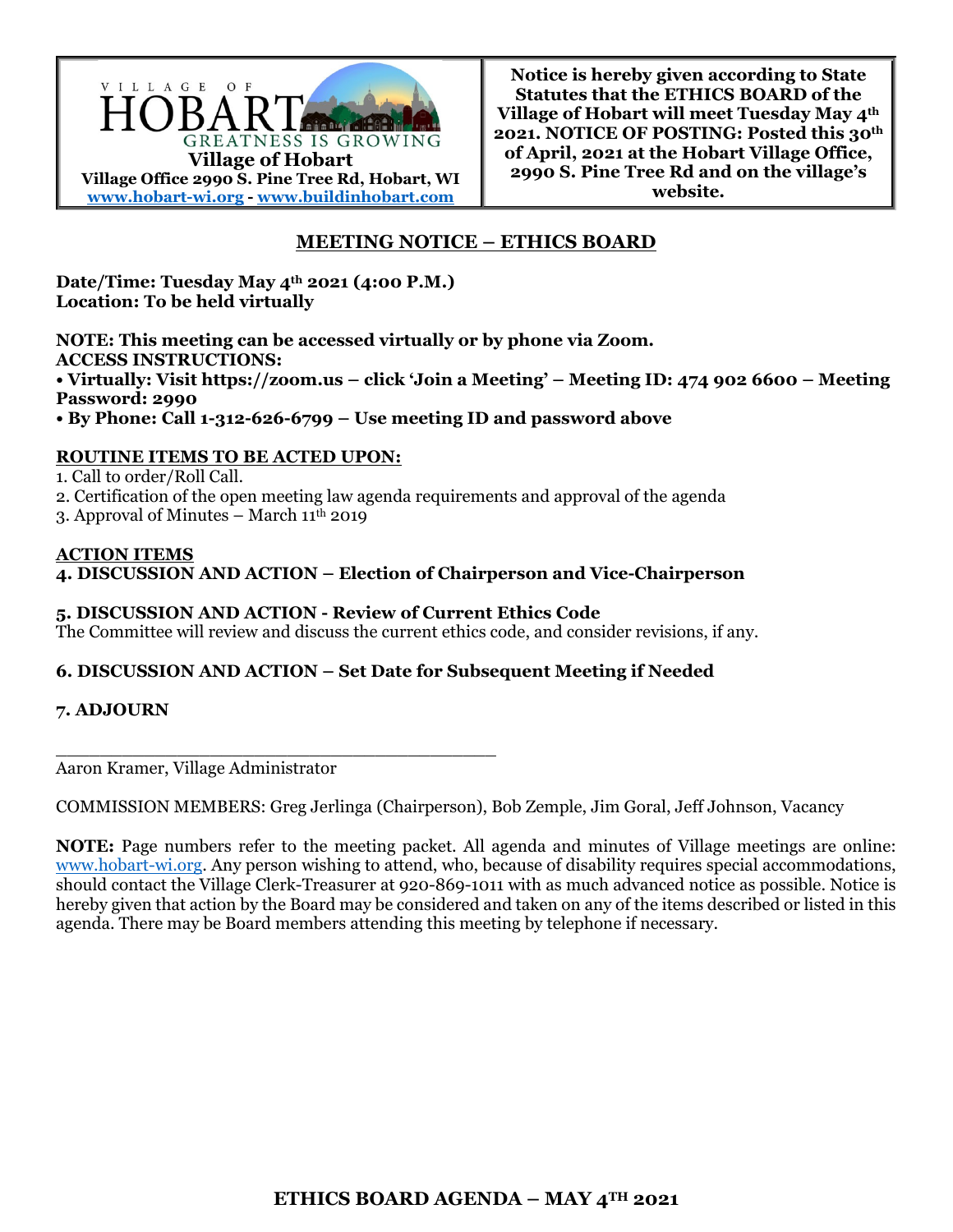VILLAGE OF HOBART
GREATNESS IS GROWING

**Village of Hobart**
**Village Office 2990 S. Pine Tree Rd, Hobart, WI**
**[www.hobart-wi.org](http://www.hobart-wi.org) - [www.buildinhobart.com](http://www.buildinhobart.com)**

**Notice is hereby given according to State Statutes that the ETHICS BOARD of the Village of Hobart will meet Tuesday May 4th 2021. NOTICE OF POSTING: Posted this 30th of April, 2021 at the Hobart Village Office, 2990 S. Pine Tree Rd and on the village's website.**

## MEETING NOTICE – ETHICS BOARD

**Date/Time: Tuesday May 4th 2021 (4:00 P.M.)**
**Location: To be held virtually**

**NOTE: This meeting can be accessed virtually or by phone via Zoom.**
**ACCESS INSTRUCTIONS:**
**• Virtually: Visit https://zoom.us – click 'Join a Meeting' – Meeting ID: 474 902 6600 – Meeting Password: 2990**
**• By Phone: Call 1-312-626-6799 – Use meeting ID and password above**

**ROUTINE ITEMS TO BE ACTED UPON:**

1. Call to order/Roll Call.
2. Certification of the open meeting law agenda requirements and approval of the agenda
3. Approval of Minutes – March 11th 2019

**ACTION ITEMS**

**4. DISCUSSION AND ACTION – Election of Chairperson and Vice-Chairperson**

**5. DISCUSSION AND ACTION - Review of Current Ethics Code**
The Committee will review and discuss the current ethics code, and consider revisions, if any.

**6. DISCUSSION AND ACTION – Set Date for Subsequent Meeting if Needed**

**7. ADJOURN**

\_\_\_\_\_\_\_\_\_\_\_\_\_\_\_\_\_\_\_\_\_\_\_\_\_\_\_\_\_\_\_\_\_\_\_\_\_\_\_\_\_\_
Aaron Kramer, Village Administrator

COMMISSION MEMBERS: Greg Jerlinga (Chairperson), Bob Zemple, Jim Goral, Jeff Johnson, Vacancy

**NOTE:** Page numbers refer to the meeting packet. All agenda and minutes of Village meetings are online: [www.hobart-wi.org](http://www.hobart-wi.org). Any person wishing to attend, who, because of disability requires special accommodations, should contact the Village Clerk-Treasurer at 920-869-1011 with as much advanced notice as possible. Notice is hereby given that action by the Board may be considered and taken on any of the items described or listed in this agenda. There may be Board members attending this meeting by telephone if necessary.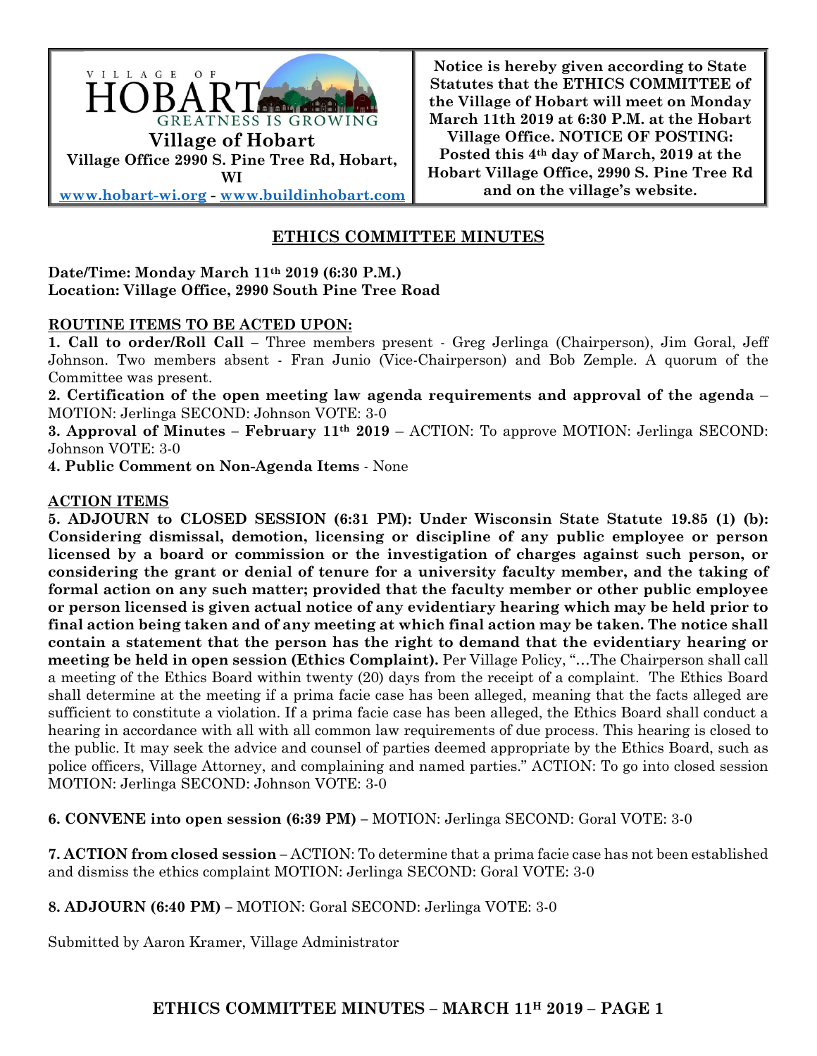**Village of Hobart**
**Village Office 2990 S. Pine Tree Rd, Hobart, WI**
[www.hobart-wi.org](http://www.hobart-wi.org) - [www.buildinhobart.com](http://www.buildinhobart.com)

**Notice is hereby given according to State Statutes that the ETHICS COMMITTEE of the Village of Hobart will meet on Monday March 11th 2019 at 6:30 P.M. at the Hobart Village Office. NOTICE OF POSTING: Posted this 4th day of March, 2019 at the Hobart Village Office, 2990 S. Pine Tree Rd and on the village's website.**

## ETHICS COMMITTEE MINUTES

**Date/Time: Monday March 11th 2019 (6:30 P.M.)**
**Location: Village Office, 2990 South Pine Tree Road**

### ROUTINE ITEMS TO BE ACTED UPON:

**1. Call to order/Roll Call** – Three members present - Greg Jerlinga (Chairperson), Jim Goral, Jeff Johnson. Two members absent - Fran Junio (Vice-Chairperson) and Bob Zemple. A quorum of the Committee was present.

**2. Certification of the open meeting law agenda requirements and approval of the agenda** – MOTION: Jerlinga SECOND: Johnson VOTE: 3-0

**3. Approval of Minutes – February 11th 2019** – ACTION: To approve MOTION: Jerlinga SECOND: Johnson VOTE: 3-0

**4. Public Comment on Non-Agenda Items** - None

### ACTION ITEMS

**5. ADJOURN to CLOSED SESSION (6:31 PM): Under Wisconsin State Statute 19.85 (1) (b): Considering dismissal, demotion, licensing or discipline of any public employee or person licensed by a board or commission or the investigation of charges against such person, or considering the grant or denial of tenure for a university faculty member, and the taking of formal action on any such matter; provided that the faculty member or other public employee or person licensed is given actual notice of any evidentiary hearing which may be held prior to final action being taken and of any meeting at which final action may be taken. The notice shall contain a statement that the person has the right to demand that the evidentiary hearing or meeting be held in open session (Ethics Complaint).** Per Village Policy, "…The Chairperson shall call a meeting of the Ethics Board within twenty (20) days from the receipt of a complaint. The Ethics Board shall determine at the meeting if a prima facie case has been alleged, meaning that the facts alleged are sufficient to constitute a violation. If a prima facie case has been alleged, the Ethics Board shall conduct a hearing in accordance with all with all common law requirements of due process. This hearing is closed to the public. It may seek the advice and counsel of parties deemed appropriate by the Ethics Board, such as police officers, Village Attorney, and complaining and named parties." ACTION: To go into closed session MOTION: Jerlinga SECOND: Johnson VOTE: 3-0

**6. CONVENE into open session (6:39 PM)** – MOTION: Jerlinga SECOND: Goral VOTE: 3-0

**7. ACTION from closed session** – ACTION: To determine that a prima facie case has not been established and dismiss the ethics complaint MOTION: Jerlinga SECOND: Goral VOTE: 3-0

**8. ADJOURN (6:40 PM)** – MOTION: Goral SECOND: Jerlinga VOTE: 3-0

Submitted by Aaron Kramer, Village Administrator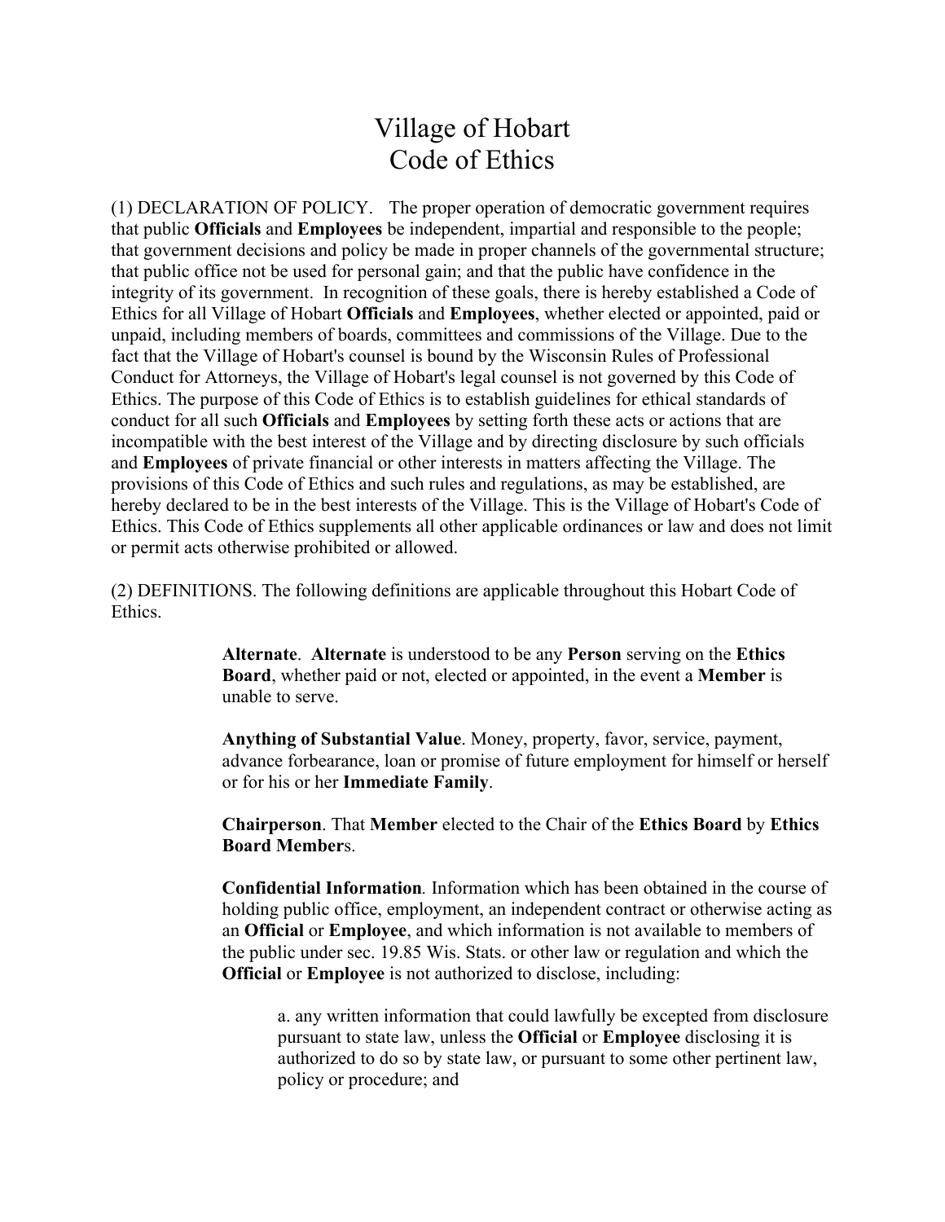# Village of Hobart
# Code of Ethics

(1) DECLARATION OF POLICY. The proper operation of democratic government requires that public **Officials** and **Employees** be independent, impartial and responsible to the people; that government decisions and policy be made in proper channels of the governmental structure; that public office not be used for personal gain; and that the public have confidence in the integrity of its government. In recognition of these goals, there is hereby established a Code of Ethics for all Village of Hobart **Officials** and **Employees**, whether elected or appointed, paid or unpaid, including members of boards, committees and commissions of the Village. Due to the fact that the Village of Hobart's counsel is bound by the Wisconsin Rules of Professional Conduct for Attorneys, the Village of Hobart's legal counsel is not governed by this Code of Ethics. The purpose of this Code of Ethics is to establish guidelines for ethical standards of conduct for all such **Officials** and **Employees** by setting forth these acts or actions that are incompatible with the best interest of the Village and by directing disclosure by such officials and **Employees** of private financial or other interests in matters affecting the Village. The provisions of this Code of Ethics and such rules and regulations, as may be established, are hereby declared to be in the best interests of the Village. This is the Village of Hobart's Code of Ethics. This Code of Ethics supplements all other applicable ordinances or law and does not limit or permit acts otherwise prohibited or allowed.

(2) DEFINITIONS. The following definitions are applicable throughout this Hobart Code of Ethics.

> **Alternate**. **Alternate** is understood to be any **Person** serving on the **Ethics Board**, whether paid or not, elected or appointed, in the event a **Member** is unable to serve.
>
> **Anything of Substantial Value**. Money, property, favor, service, payment, advance forbearance, loan or promise of future employment for himself or herself or for his or her **Immediate Family**.
>
> **Chairperson**. That **Member** elected to the Chair of the **Ethics Board** by **Ethics Board Member**s.
>
> **Confidential Information**. Information which has been obtained in the course of holding public office, employment, an independent contract or otherwise acting as an **Official** or **Employee**, and which information is not available to members of the public under sec. 19.85 Wis. Stats. or other law or regulation and which the **Official** or **Employee** is not authorized to disclose, including:
>
> > a. any written information that could lawfully be excepted from disclosure pursuant to state law, unless the **Official** or **Employee** disclosing it is authorized to do so by state law, or pursuant to some other pertinent law, policy or procedure; and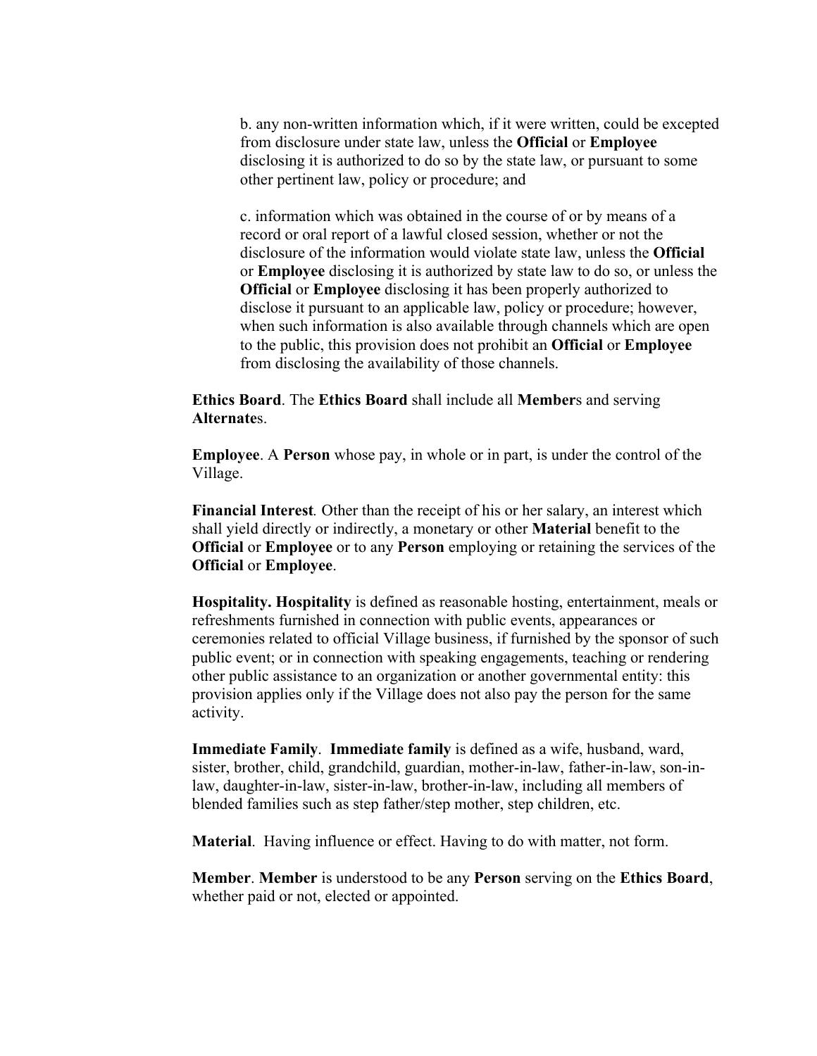b. any non-written information which, if it were written, could be excepted from disclosure under state law, unless the **Official** or **Employee** disclosing it is authorized to do so by the state law, or pursuant to some other pertinent law, policy or procedure; and

c. information which was obtained in the course of or by means of a record or oral report of a lawful closed session, whether or not the disclosure of the information would violate state law, unless the **Official** or **Employee** disclosing it is authorized by state law to do so, or unless the **Official** or **Employee** disclosing it has been properly authorized to disclose it pursuant to an applicable law, policy or procedure; however, when such information is also available through channels which are open to the public, this provision does not prohibit an **Official** or **Employee** from disclosing the availability of those channels.

**Ethics Board**. The **Ethics Board** shall include all **Member**s and serving **Alternate**s.

**Employee**. A **Person** whose pay, in whole or in part, is under the control of the Village.

***Financial Interest***. Other than the receipt of his or her salary, an interest which shall yield directly or indirectly, a monetary or other **Material** benefit to the **Official** or **Employee** or to any **Person** employing or retaining the services of the **Official** or **Employee**.

**Hospitality. Hospitality** is defined as reasonable hosting, entertainment, meals or refreshments furnished in connection with public events, appearances or ceremonies related to official Village business, if furnished by the sponsor of such public event; or in connection with speaking engagements, teaching or rendering other public assistance to an organization or another governmental entity: this provision applies only if the Village does not also pay the person for the same activity.

**Immediate Family**. **Immediate family** is defined as a wife, husband, ward, sister, brother, child, grandchild, guardian, mother-in-law, father-in-law, son-in-law, daughter-in-law, sister-in-law, brother-in-law, including all members of blended families such as step father/step mother, step children, etc.

**Material**. Having influence or effect. Having to do with matter, not form.

**Member**. **Member** is understood to be any **Person** serving on the **Ethics Board**, whether paid or not, elected or appointed.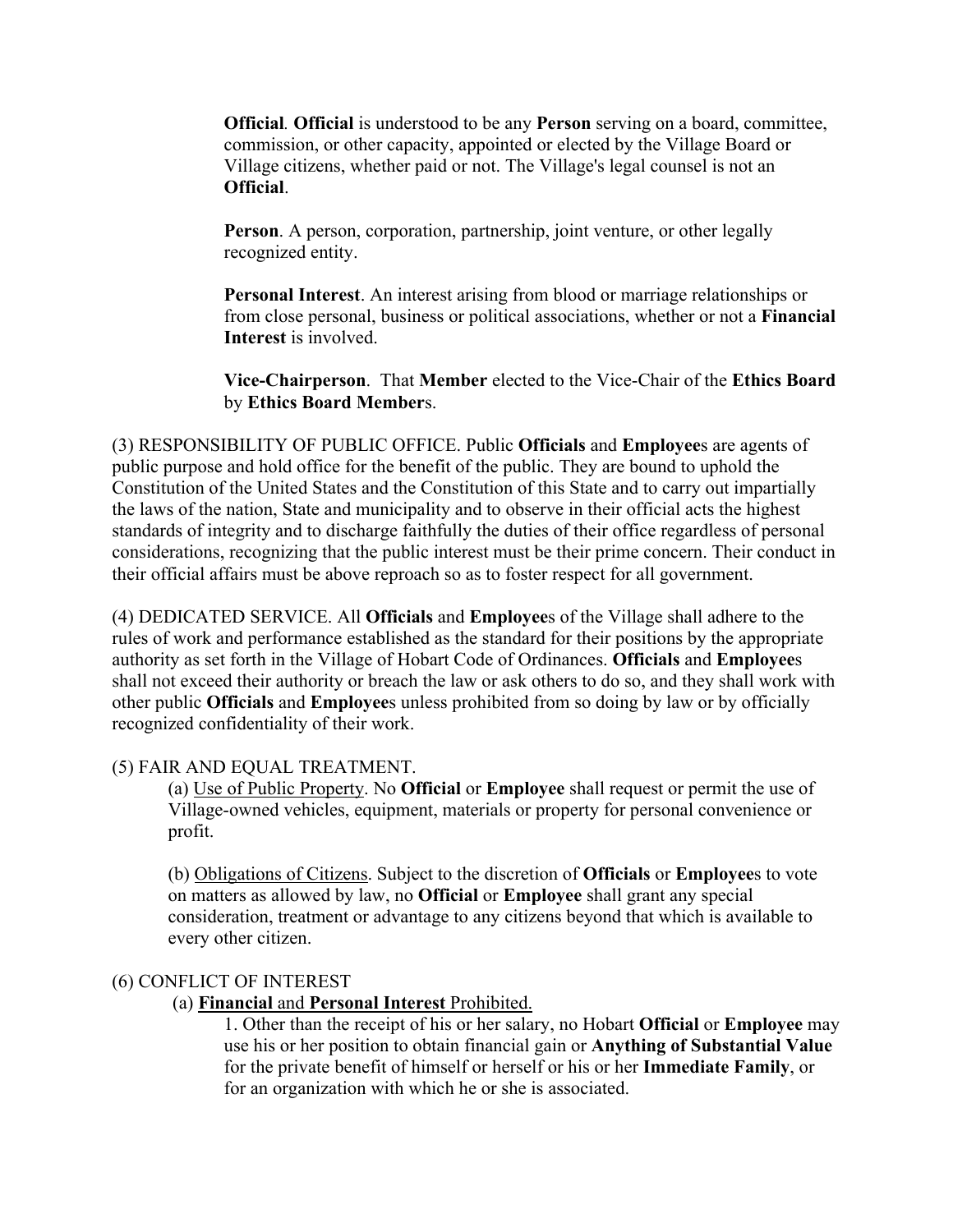**Official**. **Official** is understood to be any **Person** serving on a board, committee, commission, or other capacity, appointed or elected by the Village Board or Village citizens, whether paid or not. The Village's legal counsel is not an **Official**.

**Person**. A person, corporation, partnership, joint venture, or other legally recognized entity.

**Personal Interest**. An interest arising from blood or marriage relationships or from close personal, business or political associations, whether or not a **Financial Interest** is involved.

**Vice-Chairperson**. That **Member** elected to the Vice-Chair of the **Ethics Board** by **Ethics Board Member**s.

(3) RESPONSIBILITY OF PUBLIC OFFICE. Public **Officials** and **Employee**s are agents of public purpose and hold office for the benefit of the public. They are bound to uphold the Constitution of the United States and the Constitution of this State and to carry out impartially the laws of the nation, State and municipality and to observe in their official acts the highest standards of integrity and to discharge faithfully the duties of their office regardless of personal considerations, recognizing that the public interest must be their prime concern. Their conduct in their official affairs must be above reproach so as to foster respect for all government.

(4) DEDICATED SERVICE. All **Officials** and **Employee**s of the Village shall adhere to the rules of work and performance established as the standard for their positions by the appropriate authority as set forth in the Village of Hobart Code of Ordinances. **Officials** and **Employee**s shall not exceed their authority or breach the law or ask others to do so, and they shall work with other public **Officials** and **Employee**s unless prohibited from so doing by law or by officially recognized confidentiality of their work.

(5) FAIR AND EQUAL TREATMENT.

(a) <u>Use of Public Property</u>. No **Official** or **Employee** shall request or permit the use of Village-owned vehicles, equipment, materials or property for personal convenience or profit.

(b) <u>Obligations of Citizens</u>. Subject to the discretion of **Officials** or **Employee**s to vote on matters as allowed by law, no **Official** or **Employee** shall grant any special consideration, treatment or advantage to any citizens beyond that which is available to every other citizen.

(6) CONFLICT OF INTEREST

(a) <u>**Financial** and **Personal Interest** Prohibited.</u>

1. Other than the receipt of his or her salary, no Hobart **Official** or **Employee** may use his or her position to obtain financial gain or **Anything of Substantial Value** for the private benefit of himself or herself or his or her **Immediate Family**, or for an organization with which he or she is associated.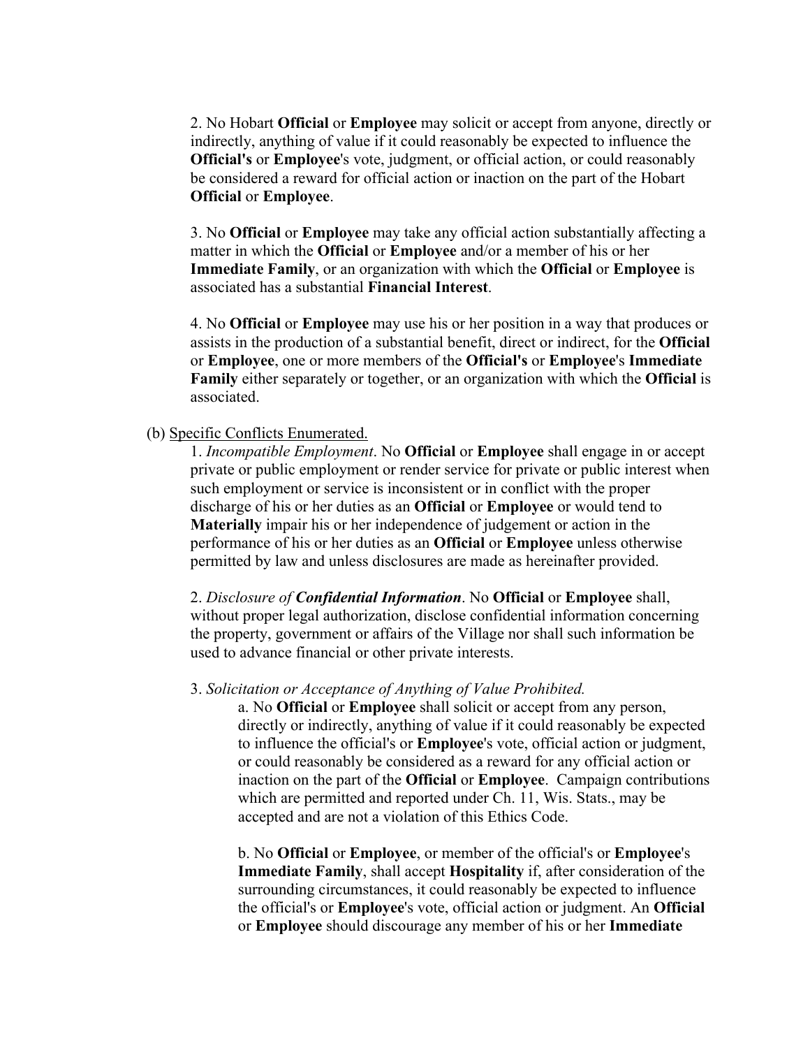2. No Hobart **Official** or **Employee** may solicit or accept from anyone, directly or indirectly, anything of value if it could reasonably be expected to influence the **Official's** or **Employee**'s vote, judgment, or official action, or could reasonably be considered a reward for official action or inaction on the part of the Hobart **Official** or **Employee**.

3. No **Official** or **Employee** may take any official action substantially affecting a matter in which the **Official** or **Employee** and/or a member of his or her **Immediate Family**, or an organization with which the **Official** or **Employee** is associated has a substantial **Financial Interest**.

4. No **Official** or **Employee** may use his or her position in a way that produces or assists in the production of a substantial benefit, direct or indirect, for the **Official** or **Employee**, one or more members of the **Official's** or **Employee**'s **Immediate Family** either separately or together, or an organization with which the **Official** is associated.

(b) <u>Specific Conflicts Enumerated.</u>

1. *Incompatible Employment*. No **Official** or **Employee** shall engage in or accept private or public employment or render service for private or public interest when such employment or service is inconsistent or in conflict with the proper discharge of his or her duties as an **Official** or **Employee** or would tend to **Materially** impair his or her independence of judgement or action in the performance of his or her duties as an **Official** or **Employee** unless otherwise permitted by law and unless disclosures are made as hereinafter provided.

2. *Disclosure of **Confidential Information***. No **Official** or **Employee** shall, without proper legal authorization, disclose confidential information concerning the property, government or affairs of the Village nor shall such information be used to advance financial or other private interests.

3. *Solicitation or Acceptance of Anything of Value Prohibited.*

a. No **Official** or **Employee** shall solicit or accept from any person, directly or indirectly, anything of value if it could reasonably be expected to influence the official's or **Employee**'s vote, official action or judgment, or could reasonably be considered as a reward for any official action or inaction on the part of the **Official** or **Employee**. Campaign contributions which are permitted and reported under Ch. 11, Wis. Stats., may be accepted and are not a violation of this Ethics Code.

b. No **Official** or **Employee**, or member of the official's or **Employee**'s **Immediate Family**, shall accept **Hospitality** if, after consideration of the surrounding circumstances, it could reasonably be expected to influence the official's or **Employee**'s vote, official action or judgment. An **Official** or **Employee** should discourage any member of his or her **Immediate**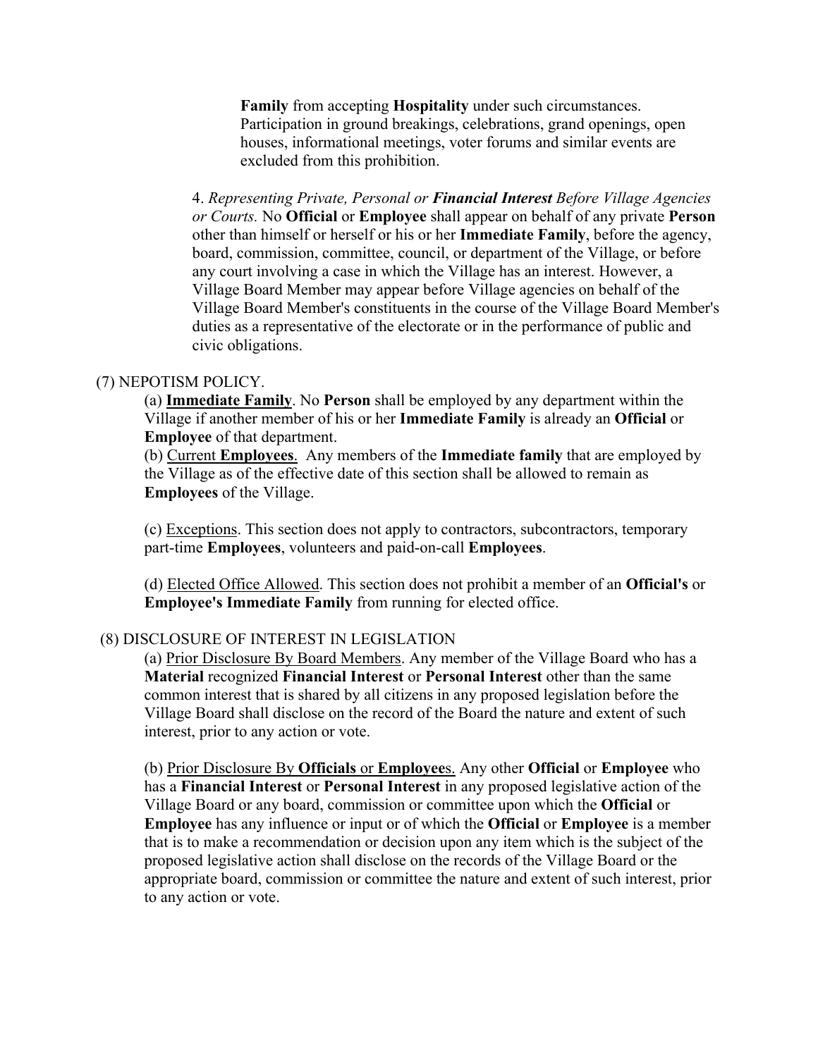**Family** from accepting **Hospitality** under such circumstances. Participation in ground breakings, celebrations, grand openings, open houses, informational meetings, voter forums and similar events are excluded from this prohibition.

4. *Representing Private, Personal or* ***Financial Interest*** *Before Village Agencies or Courts.* No **Official** or **Employee** shall appear on behalf of any private **Person** other than himself or herself or his or her **Immediate Family**, before the agency, board, commission, committee, council, or department of the Village, or before any court involving a case in which the Village has an interest. However, a Village Board Member may appear before Village agencies on behalf of the Village Board Member's constituents in the course of the Village Board Member's duties as a representative of the electorate or in the performance of public and civic obligations.

(7) NEPOTISM POLICY.

(a) <u>**Immediate Family**</u>. No **Person** shall be employed by any department within the Village if another member of his or her **Immediate Family** is already an **Official** or **Employee** of that department.

(b) <u>Current **Employees**</u>. Any members of the **Immediate family** that are employed by the Village as of the effective date of this section shall be allowed to remain as **Employees** of the Village.

(c) <u>Exceptions</u>. This section does not apply to contractors, subcontractors, temporary part-time **Employees**, volunteers and paid-on-call **Employees**.

(d) <u>Elected Office Allowed</u>. This section does not prohibit a member of an **Official's** or **Employee's Immediate Family** from running for elected office.

(8) DISCLOSURE OF INTEREST IN LEGISLATION

(a) <u>Prior Disclosure By Board Members</u>. Any member of the Village Board who has a **Material** recognized **Financial Interest** or **Personal Interest** other than the same common interest that is shared by all citizens in any proposed legislation before the Village Board shall disclose on the record of the Board the nature and extent of such interest, prior to any action or vote.

(b) <u>Prior Disclosure By **Officials** or **Employee**s</u>. Any other **Official** or **Employee** who has a **Financial Interest** or **Personal Interest** in any proposed legislative action of the Village Board or any board, commission or committee upon which the **Official** or **Employee** has any influence or input or of which the **Official** or **Employee** is a member that is to make a recommendation or decision upon any item which is the subject of the proposed legislative action shall disclose on the records of the Village Board or the appropriate board, commission or committee the nature and extent of such interest, prior to any action or vote.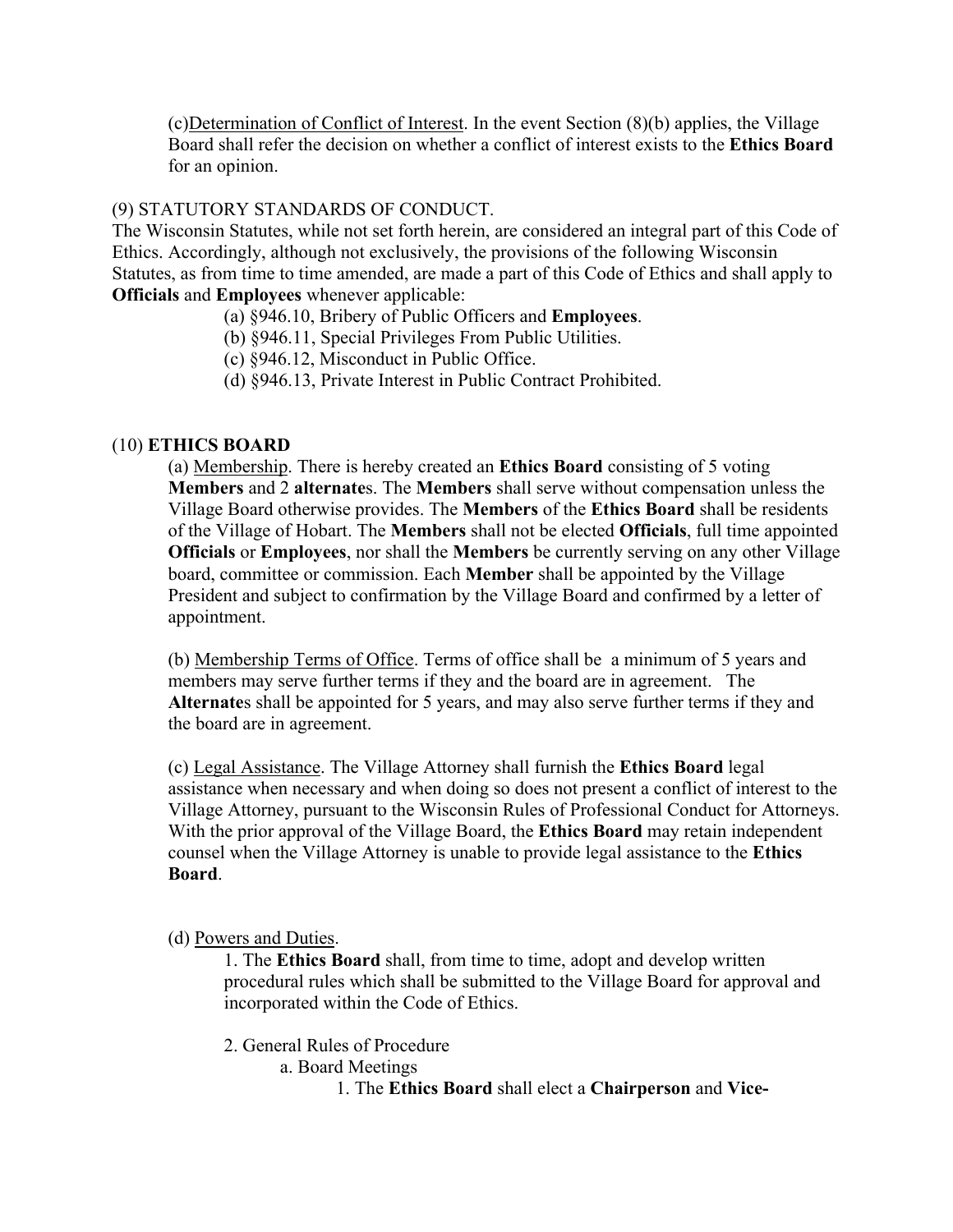(c)<u>Determination of Conflict of Interest</u>. In the event Section (8)(b) applies, the Village Board shall refer the decision on whether a conflict of interest exists to the **Ethics Board** for an opinion.

(9) STATUTORY STANDARDS OF CONDUCT.

The Wisconsin Statutes, while not set forth herein, are considered an integral part of this Code of Ethics. Accordingly, although not exclusively, the provisions of the following Wisconsin Statutes, as from time to time amended, are made a part of this Code of Ethics and shall apply to **Officials** and **Employees** whenever applicable:

(a) §946.10, Bribery of Public Officers and **Employees**.
(b) §946.11, Special Privileges From Public Utilities.
(c) §946.12, Misconduct in Public Office.
(d) §946.13, Private Interest in Public Contract Prohibited.

(10) **ETHICS BOARD**

(a) <u>Membership</u>. There is hereby created an **Ethics Board** consisting of 5 voting **Members** and 2 **alternate**s. The **Members** shall serve without compensation unless the Village Board otherwise provides. The **Members** of the **Ethics Board** shall be residents of the Village of Hobart. The **Members** shall not be elected **Officials**, full time appointed **Officials** or **Employees**, nor shall the **Members** be currently serving on any other Village board, committee or commission. Each **Member** shall be appointed by the Village President and subject to confirmation by the Village Board and confirmed by a letter of appointment.

(b) <u>Membership Terms of Office</u>. Terms of office shall be a minimum of 5 years and members may serve further terms if they and the board are in agreement. The **Alternate**s shall be appointed for 5 years, and may also serve further terms if they and the board are in agreement.

(c) <u>Legal Assistance</u>. The Village Attorney shall furnish the **Ethics Board** legal assistance when necessary and when doing so does not present a conflict of interest to the Village Attorney, pursuant to the Wisconsin Rules of Professional Conduct for Attorneys. With the prior approval of the Village Board, the **Ethics Board** may retain independent counsel when the Village Attorney is unable to provide legal assistance to the **Ethics Board**.

(d) <u>Powers and Duties</u>.

1. The **Ethics Board** shall, from time to time, adopt and develop written procedural rules which shall be submitted to the Village Board for approval and incorporated within the Code of Ethics.

2. General Rules of Procedure

a. Board Meetings

1. The **Ethics Board** shall elect a **Chairperson** and **Vice-**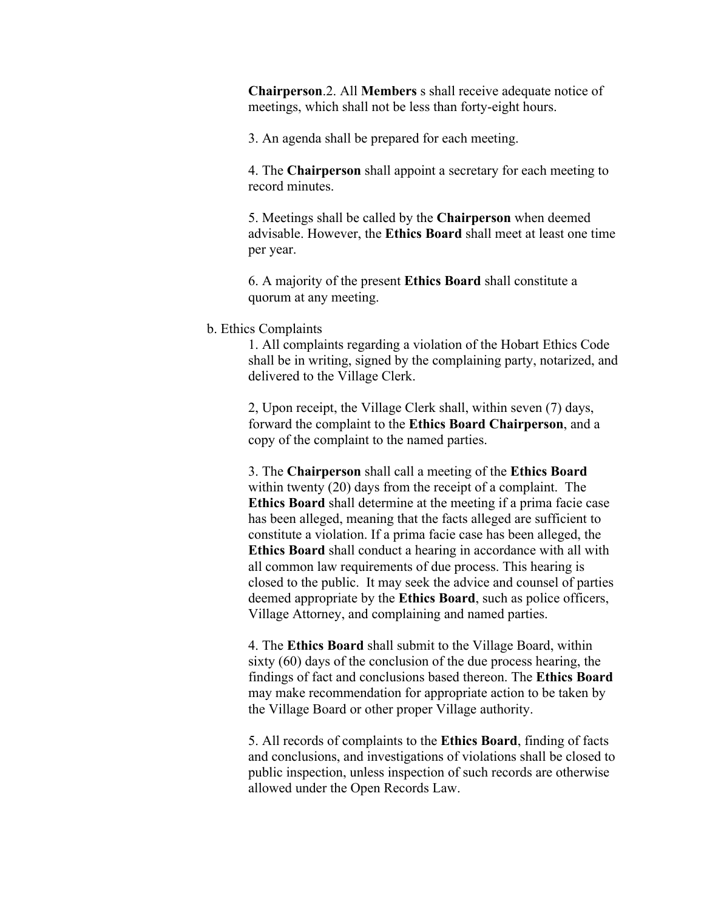**Chairperson**.2. All **Members** s shall receive adequate notice of meetings, which shall not be less than forty-eight hours.

3. An agenda shall be prepared for each meeting.

4. The **Chairperson** shall appoint a secretary for each meeting to record minutes.

5. Meetings shall be called by the **Chairperson** when deemed advisable. However, the **Ethics Board** shall meet at least one time per year.

6. A majority of the present **Ethics Board** shall constitute a quorum at any meeting.

b. Ethics Complaints

1. All complaints regarding a violation of the Hobart Ethics Code shall be in writing, signed by the complaining party, notarized, and delivered to the Village Clerk.

2, Upon receipt, the Village Clerk shall, within seven (7) days, forward the complaint to the **Ethics Board Chairperson**, and a copy of the complaint to the named parties.

3. The **Chairperson** shall call a meeting of the **Ethics Board** within twenty (20) days from the receipt of a complaint. The **Ethics Board** shall determine at the meeting if a prima facie case has been alleged, meaning that the facts alleged are sufficient to constitute a violation. If a prima facie case has been alleged, the **Ethics Board** shall conduct a hearing in accordance with all with all common law requirements of due process. This hearing is closed to the public. It may seek the advice and counsel of parties deemed appropriate by the **Ethics Board**, such as police officers, Village Attorney, and complaining and named parties.

4. The **Ethics Board** shall submit to the Village Board, within sixty (60) days of the conclusion of the due process hearing, the findings of fact and conclusions based thereon. The **Ethics Board** may make recommendation for appropriate action to be taken by the Village Board or other proper Village authority.

5. All records of complaints to the **Ethics Board**, finding of facts and conclusions, and investigations of violations shall be closed to public inspection, unless inspection of such records are otherwise allowed under the Open Records Law.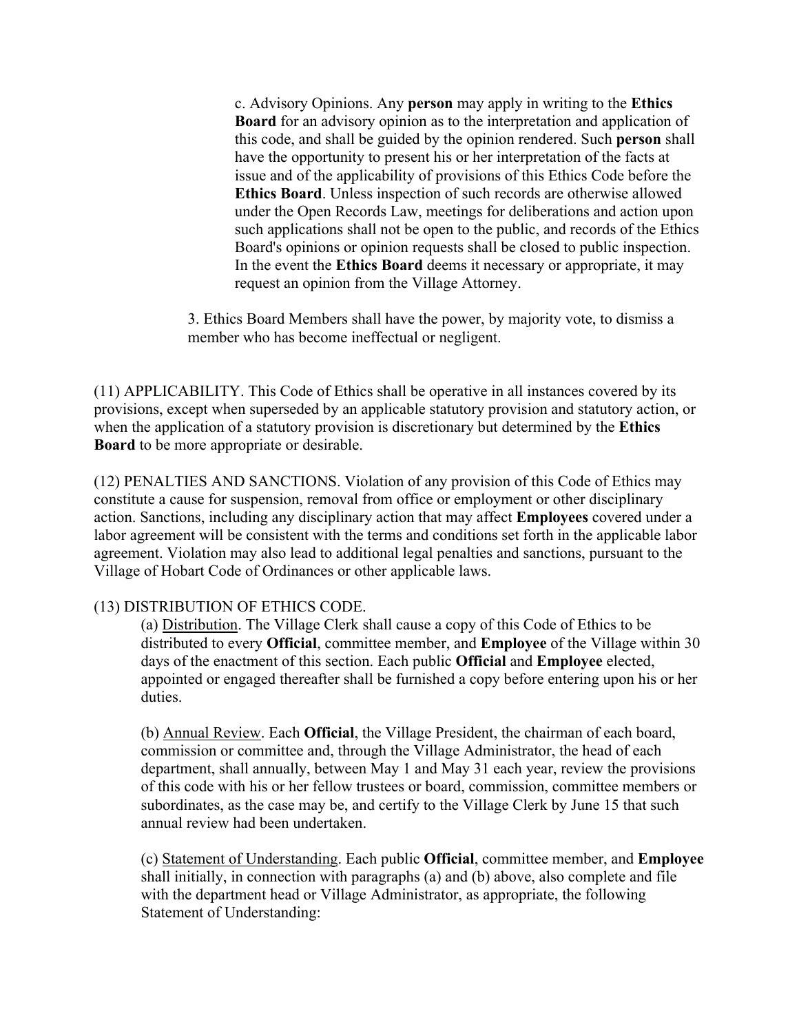c. Advisory Opinions. Any **person** may apply in writing to the **Ethics Board** for an advisory opinion as to the interpretation and application of this code, and shall be guided by the opinion rendered. Such **person** shall have the opportunity to present his or her interpretation of the facts at issue and of the applicability of provisions of this Ethics Code before the **Ethics Board**. Unless inspection of such records are otherwise allowed under the Open Records Law, meetings for deliberations and action upon such applications shall not be open to the public, and records of the Ethics Board's opinions or opinion requests shall be closed to public inspection. In the event the **Ethics Board** deems it necessary or appropriate, it may request an opinion from the Village Attorney.

3. Ethics Board Members shall have the power, by majority vote, to dismiss a member who has become ineffectual or negligent.

(11) APPLICABILITY. This Code of Ethics shall be operative in all instances covered by its provisions, except when superseded by an applicable statutory provision and statutory action, or when the application of a statutory provision is discretionary but determined by the **Ethics Board** to be more appropriate or desirable.

(12) PENALTIES AND SANCTIONS. Violation of any provision of this Code of Ethics may constitute a cause for suspension, removal from office or employment or other disciplinary action. Sanctions, including any disciplinary action that may affect **Employees** covered under a labor agreement will be consistent with the terms and conditions set forth in the applicable labor agreement. Violation may also lead to additional legal penalties and sanctions, pursuant to the Village of Hobart Code of Ordinances or other applicable laws.

(13) DISTRIBUTION OF ETHICS CODE.

(a) Distribution. The Village Clerk shall cause a copy of this Code of Ethics to be distributed to every **Official**, committee member, and **Employee** of the Village within 30 days of the enactment of this section. Each public **Official** and **Employee** elected, appointed or engaged thereafter shall be furnished a copy before entering upon his or her duties.

(b) Annual Review. Each **Official**, the Village President, the chairman of each board, commission or committee and, through the Village Administrator, the head of each department, shall annually, between May 1 and May 31 each year, review the provisions of this code with his or her fellow trustees or board, commission, committee members or subordinates, as the case may be, and certify to the Village Clerk by June 15 that such annual review had been undertaken.

(c) Statement of Understanding. Each public **Official**, committee member, and **Employee** shall initially, in connection with paragraphs (a) and (b) above, also complete and file with the department head or Village Administrator, as appropriate, the following Statement of Understanding: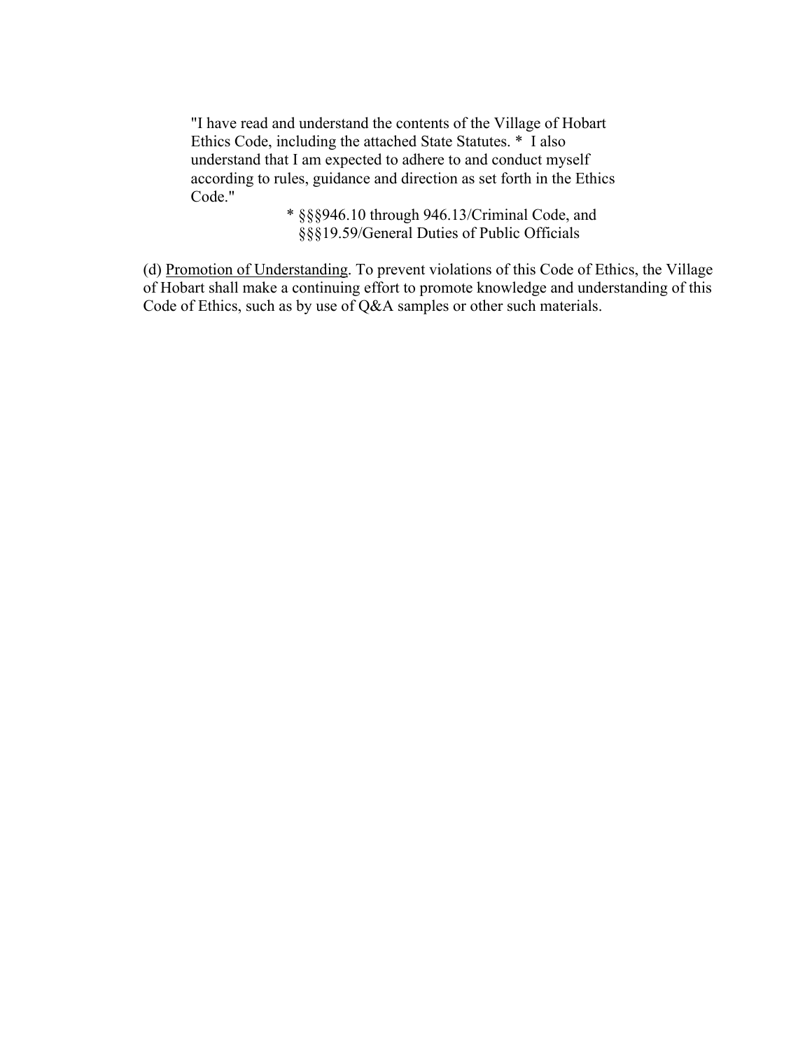"I have read and understand the contents of the Village of Hobart Ethics Code, including the attached State Statutes. * I also understand that I am expected to adhere to and conduct myself according to rules, guidance and direction as set forth in the Ethics Code."

\* §§§946.10 through 946.13/Criminal Code, and §§§19.59/General Duties of Public Officials

(d) Promotion of Understanding. To prevent violations of this Code of Ethics, the Village of Hobart shall make a continuing effort to promote knowledge and understanding of this Code of Ethics, such as by use of Q&A samples or other such materials.